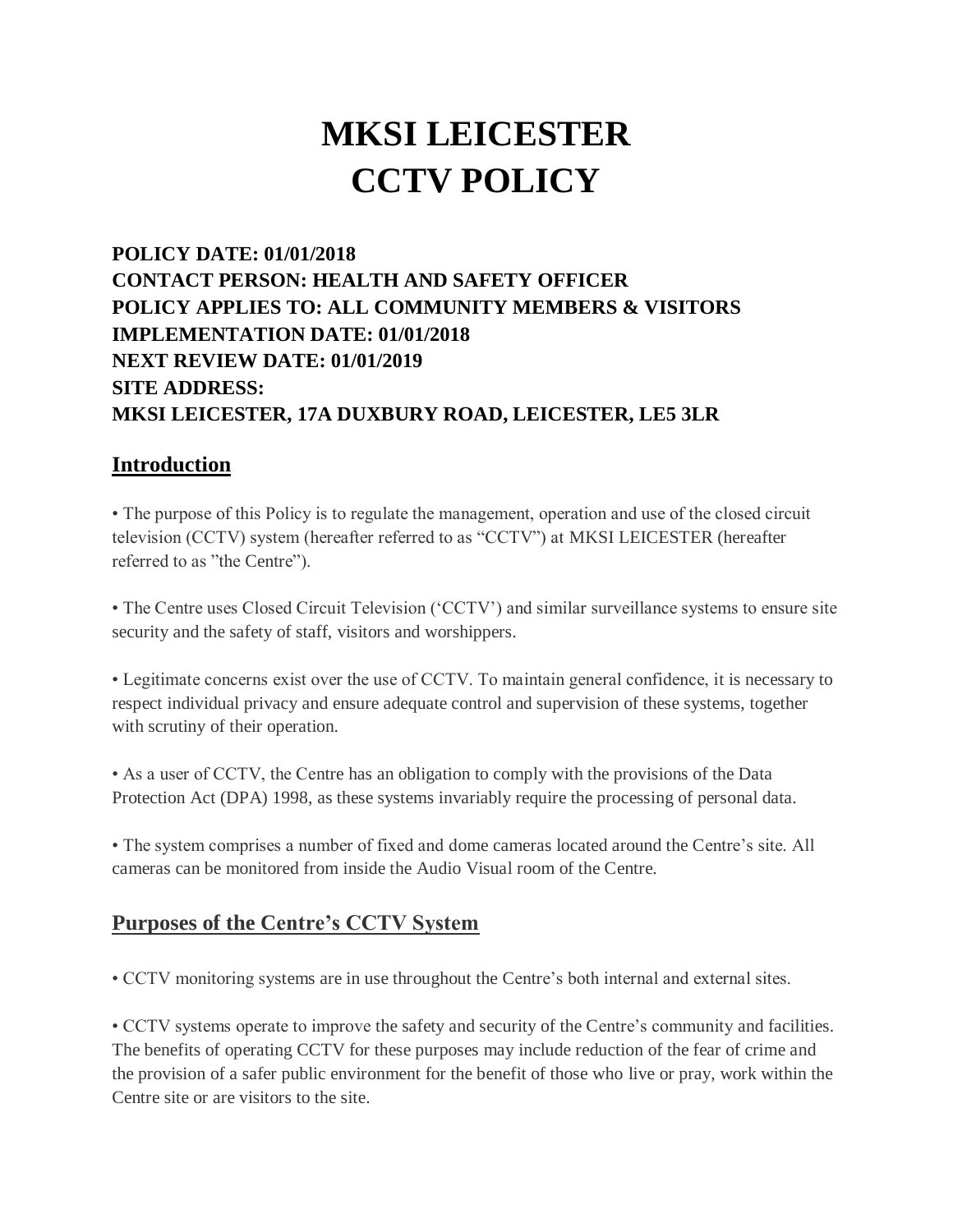# MKSI LEICESTER
# CCTV POLICY

**POLICY DATE: 01/01/2018**
**CONTACT PERSON: HEALTH AND SAFETY OFFICER**
**POLICY APPLIES TO: ALL COMMUNITY MEMBERS & VISITORS**
**IMPLEMENTATION DATE: 01/01/2018**
**NEXT REVIEW DATE: 01/01/2019**
**SITE ADDRESS:**
**MKSI LEICESTER, 17A DUXBURY ROAD, LEICESTER, LE5 3LR**

## Introduction

• The purpose of this Policy is to regulate the management, operation and use of the closed circuit television (CCTV) system (hereafter referred to as "CCTV") at MKSI LEICESTER (hereafter referred to as "the Centre").

• The Centre uses Closed Circuit Television ('CCTV') and similar surveillance systems to ensure site security and the safety of staff, visitors and worshippers.

• Legitimate concerns exist over the use of CCTV. To maintain general confidence, it is necessary to respect individual privacy and ensure adequate control and supervision of these systems, together with scrutiny of their operation.

• As a user of CCTV, the Centre has an obligation to comply with the provisions of the Data Protection Act (DPA) 1998, as these systems invariably require the processing of personal data.

• The system comprises a number of fixed and dome cameras located around the Centre's site. All cameras can be monitored from inside the Audio Visual room of the Centre.

## Purposes of the Centre's CCTV System

• CCTV monitoring systems are in use throughout the Centre's both internal and external sites.

• CCTV systems operate to improve the safety and security of the Centre's community and facilities. The benefits of operating CCTV for these purposes may include reduction of the fear of crime and the provision of a safer public environment for the benefit of those who live or pray, work within the Centre site or are visitors to the site.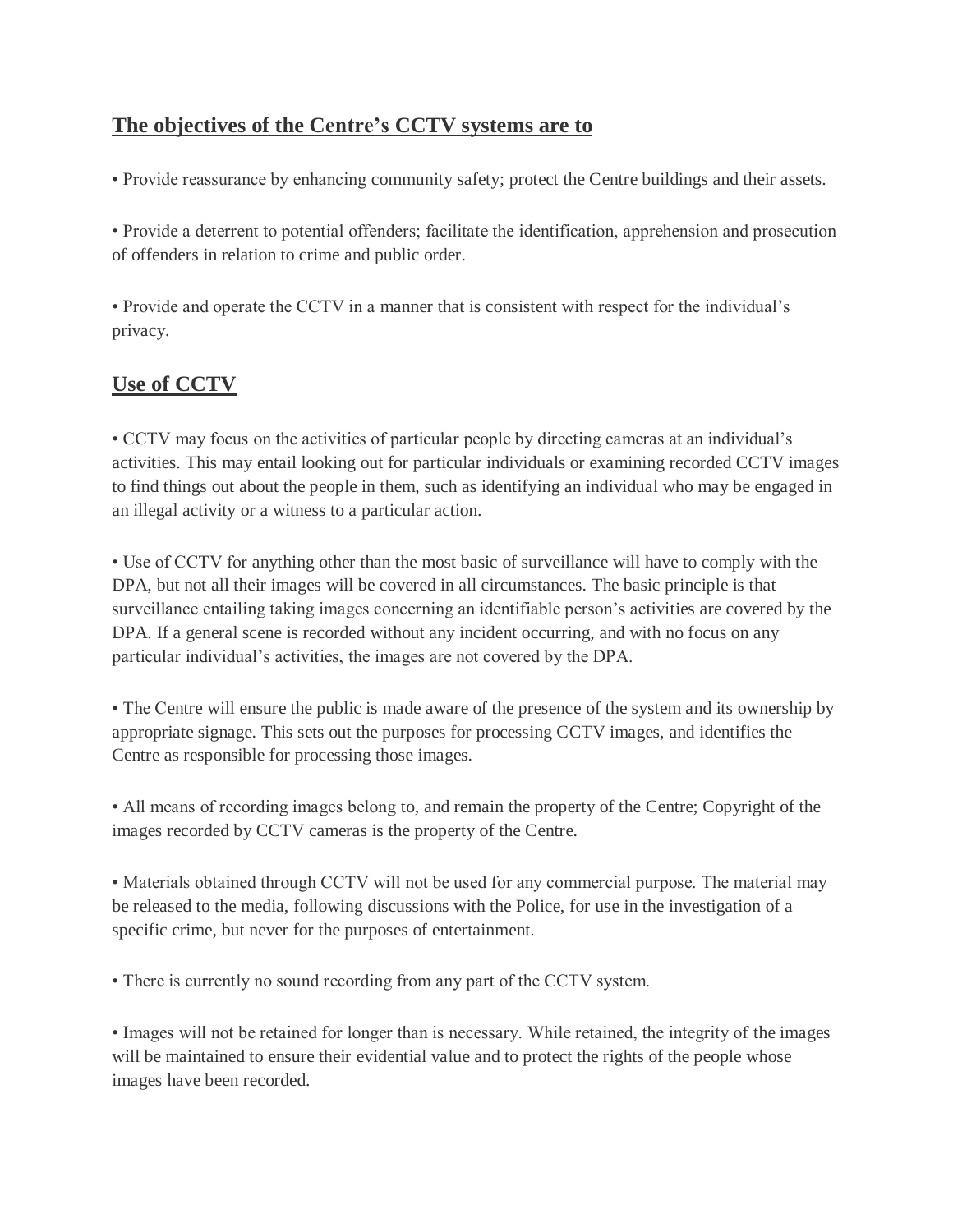## The objectives of the Centre's CCTV systems are to

• Provide reassurance by enhancing community safety; protect the Centre buildings and their assets.

• Provide a deterrent to potential offenders; facilitate the identification, apprehension and prosecution of offenders in relation to crime and public order.

• Provide and operate the CCTV in a manner that is consistent with respect for the individual's privacy.

## Use of CCTV

• CCTV may focus on the activities of particular people by directing cameras at an individual's activities. This may entail looking out for particular individuals or examining recorded CCTV images to find things out about the people in them, such as identifying an individual who may be engaged in an illegal activity or a witness to a particular action.

• Use of CCTV for anything other than the most basic of surveillance will have to comply with the DPA, but not all their images will be covered in all circumstances. The basic principle is that surveillance entailing taking images concerning an identifiable person's activities are covered by the DPA. If a general scene is recorded without any incident occurring, and with no focus on any particular individual's activities, the images are not covered by the DPA.

• The Centre will ensure the public is made aware of the presence of the system and its ownership by appropriate signage. This sets out the purposes for processing CCTV images, and identifies the Centre as responsible for processing those images.

• All means of recording images belong to, and remain the property of the Centre; Copyright of the images recorded by CCTV cameras is the property of the Centre.

• Materials obtained through CCTV will not be used for any commercial purpose. The material may be released to the media, following discussions with the Police, for use in the investigation of a specific crime, but never for the purposes of entertainment.

• There is currently no sound recording from any part of the CCTV system.

• Images will not be retained for longer than is necessary. While retained, the integrity of the images will be maintained to ensure their evidential value and to protect the rights of the people whose images have been recorded.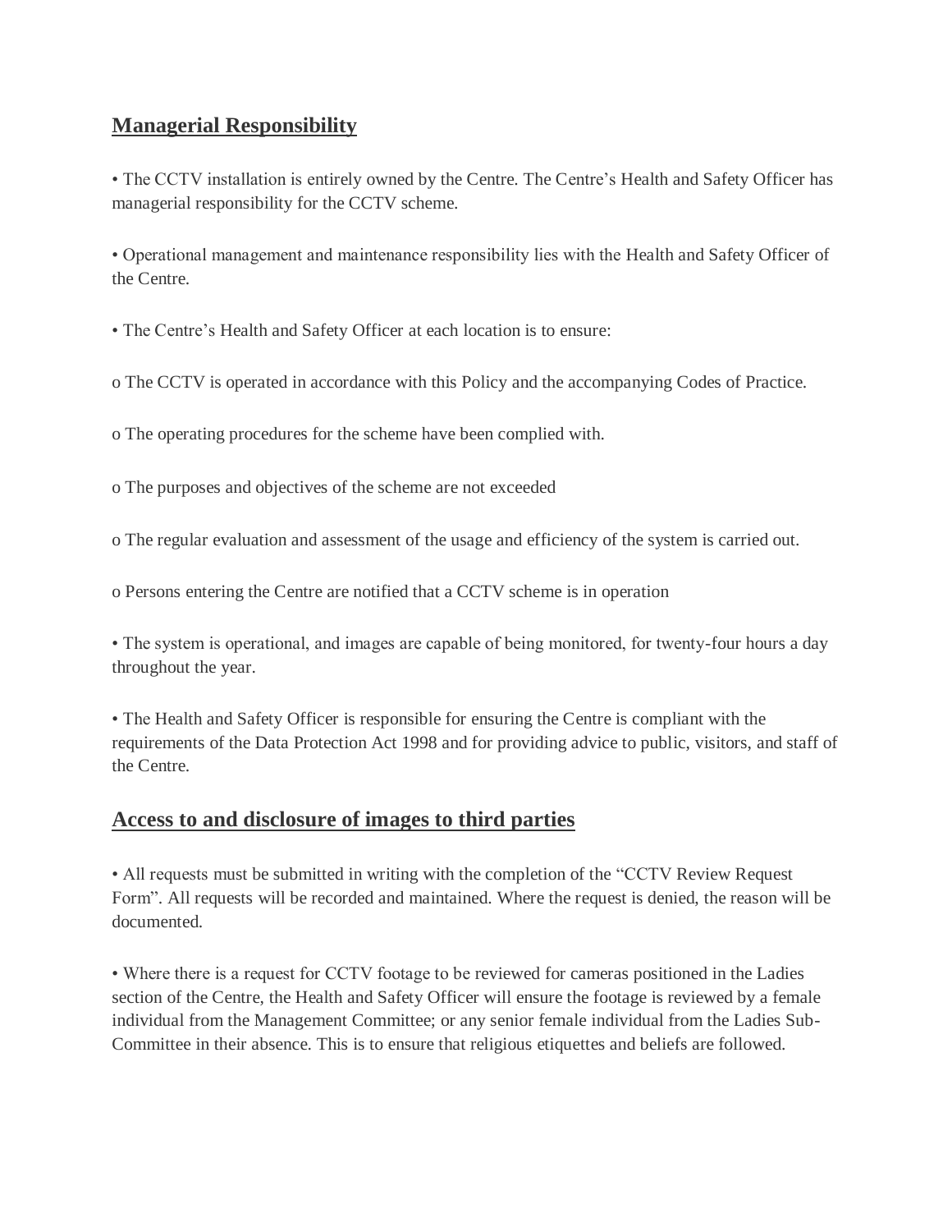## Managerial Responsibility

- The CCTV installation is entirely owned by the Centre. The Centre's Health and Safety Officer has managerial responsibility for the CCTV scheme.

- Operational management and maintenance responsibility lies with the Health and Safety Officer of the Centre.

- The Centre's Health and Safety Officer at each location is to ensure:

  - The CCTV is operated in accordance with this Policy and the accompanying Codes of Practice.

  - The operating procedures for the scheme have been complied with.

  - The purposes and objectives of the scheme are not exceeded

  - The regular evaluation and assessment of the usage and efficiency of the system is carried out.

  - Persons entering the Centre are notified that a CCTV scheme is in operation

- The system is operational, and images are capable of being monitored, for twenty-four hours a day throughout the year.

- The Health and Safety Officer is responsible for ensuring the Centre is compliant with the requirements of the Data Protection Act 1998 and for providing advice to public, visitors, and staff of the Centre.

## Access to and disclosure of images to third parties

- All requests must be submitted in writing with the completion of the "CCTV Review Request Form". All requests will be recorded and maintained. Where the request is denied, the reason will be documented.

- Where there is a request for CCTV footage to be reviewed for cameras positioned in the Ladies section of the Centre, the Health and Safety Officer will ensure the footage is reviewed by a female individual from the Management Committee; or any senior female individual from the Ladies Sub-Committee in their absence. This is to ensure that religious etiquettes and beliefs are followed.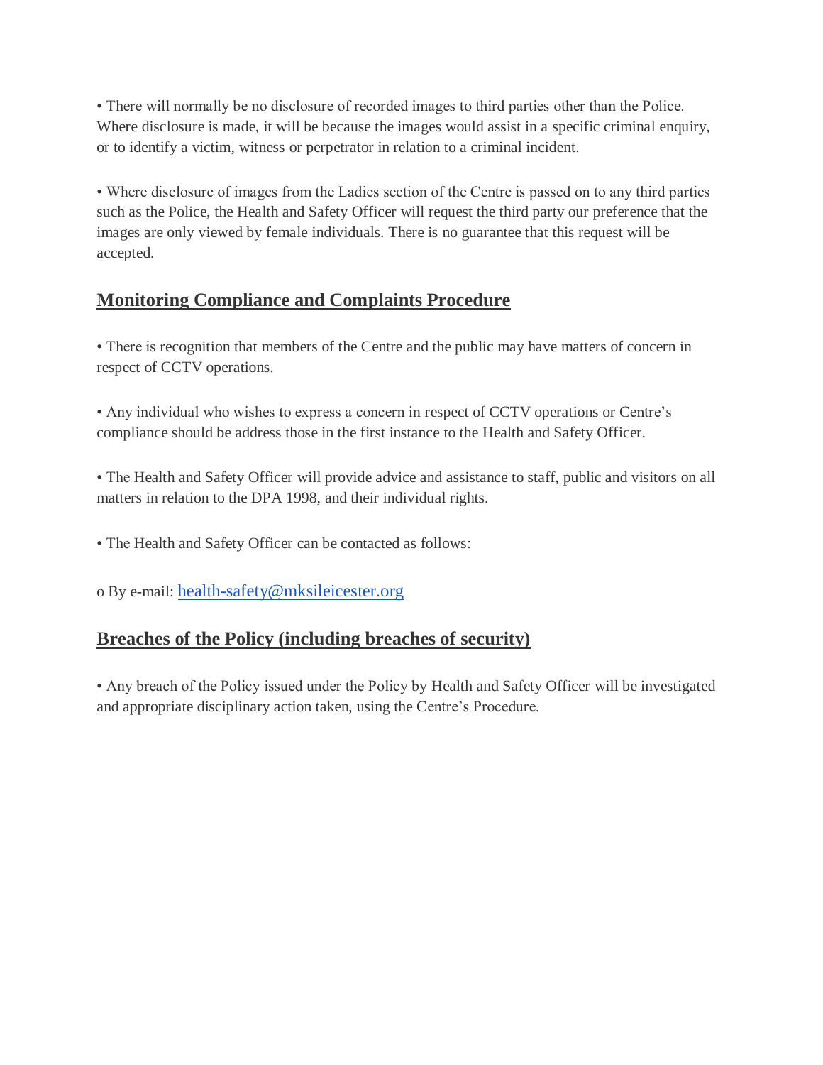• There will normally be no disclosure of recorded images to third parties other than the Police. Where disclosure is made, it will be because the images would assist in a specific criminal enquiry, or to identify a victim, witness or perpetrator in relation to a criminal incident.

• Where disclosure of images from the Ladies section of the Centre is passed on to any third parties such as the Police, the Health and Safety Officer will request the third party our preference that the images are only viewed by female individuals. There is no guarantee that this request will be accepted.

## Monitoring Compliance and Complaints Procedure

• There is recognition that members of the Centre and the public may have matters of concern in respect of CCTV operations.

• Any individual who wishes to express a concern in respect of CCTV operations or Centre's compliance should be address those in the first instance to the Health and Safety Officer.

• The Health and Safety Officer will provide advice and assistance to staff, public and visitors on all matters in relation to the DPA 1998, and their individual rights.

• The Health and Safety Officer can be contacted as follows:

o By e-mail: health-safety@mksileicester.org

## Breaches of the Policy (including breaches of security)

• Any breach of the Policy issued under the Policy by Health and Safety Officer will be investigated and appropriate disciplinary action taken, using the Centre's Procedure.